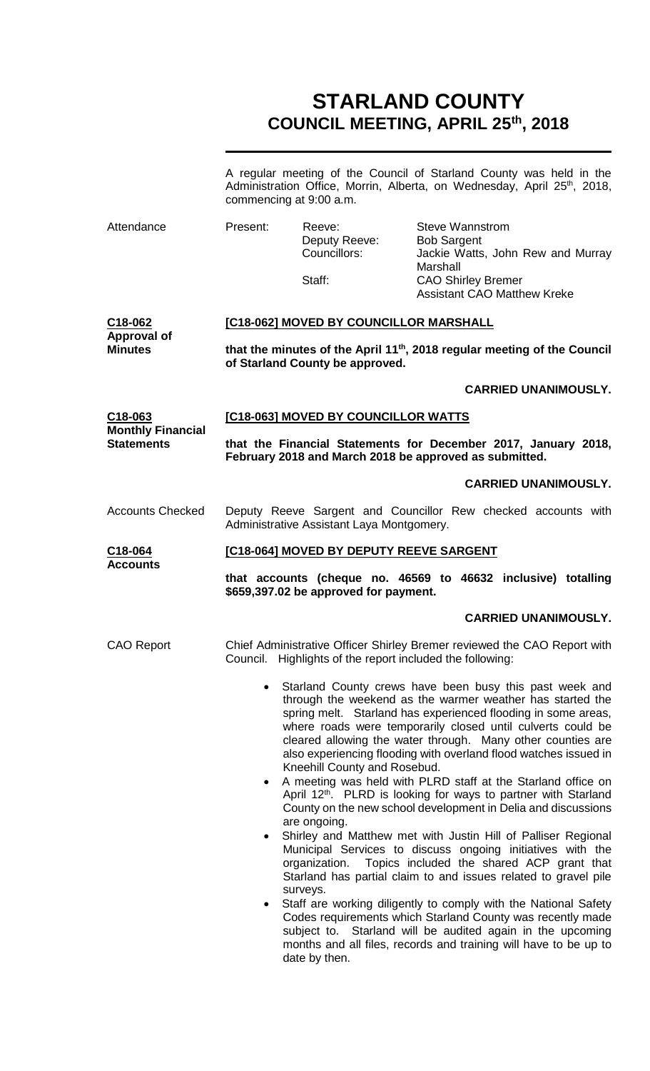# STARLAND COUNTY
## COUNCIL MEETING, APRIL 25th, 2018

A regular meeting of the Council of Starland County was held in the Administration Office, Morrin, Alberta, on Wednesday, April 25th, 2018, commencing at 9:00 a.m.

| Attendance | Present: | Reeve: | Steve Wannstrom |
|---|---|---|---|
| | | Deputy Reeve: | Bob Sargent |
| | | Councillors: | Jackie Watts, John Rew and Murray Marshall |
| | | Staff: | CAO Shirley Bremer |
| | | | Assistant CAO Matthew Kreke |

**C18-062**
**Approval of Minutes**

**[C18-062] MOVED BY COUNCILLOR MARSHALL**

**that the minutes of the April 11th, 2018 regular meeting of the Council of Starland County be approved.**

**CARRIED UNANIMOUSLY.**

**C18-063**
**Monthly Financial Statements**

**[C18-063] MOVED BY COUNCILLOR WATTS**

**that the Financial Statements for December 2017, January 2018, February 2018 and March 2018 be approved as submitted.**

**CARRIED UNANIMOUSLY.**

Accounts Checked

Deputy Reeve Sargent and Councillor Rew checked accounts with Administrative Assistant Laya Montgomery.

**C18-064**
**Accounts**

**[C18-064] MOVED BY DEPUTY REEVE SARGENT**

**that accounts (cheque no. 46569 to 46632 inclusive) totalling \$659,397.02 be approved for payment.**

**CARRIED UNANIMOUSLY.**

CAO Report

Chief Administrative Officer Shirley Bremer reviewed the CAO Report with Council. Highlights of the report included the following:

- Starland County crews have been busy this past week and through the weekend as the warmer weather has started the spring melt. Starland has experienced flooding in some areas, where roads were temporarily closed until culverts could be cleared allowing the water through. Many other counties are also experiencing flooding with overland flood watches issued in Kneehill County and Rosebud.
- A meeting was held with PLRD staff at the Starland office on April 12th. PLRD is looking for ways to partner with Starland County on the new school development in Delia and discussions are ongoing.
- Shirley and Matthew met with Justin Hill of Palliser Regional Municipal Services to discuss ongoing initiatives with the organization. Topics included the shared ACP grant that Starland has partial claim to and issues related to gravel pile surveys.
- Staff are working diligently to comply with the National Safety Codes requirements which Starland County was recently made subject to. Starland will be audited again in the upcoming months and all files, records and training will have to be up to date by then.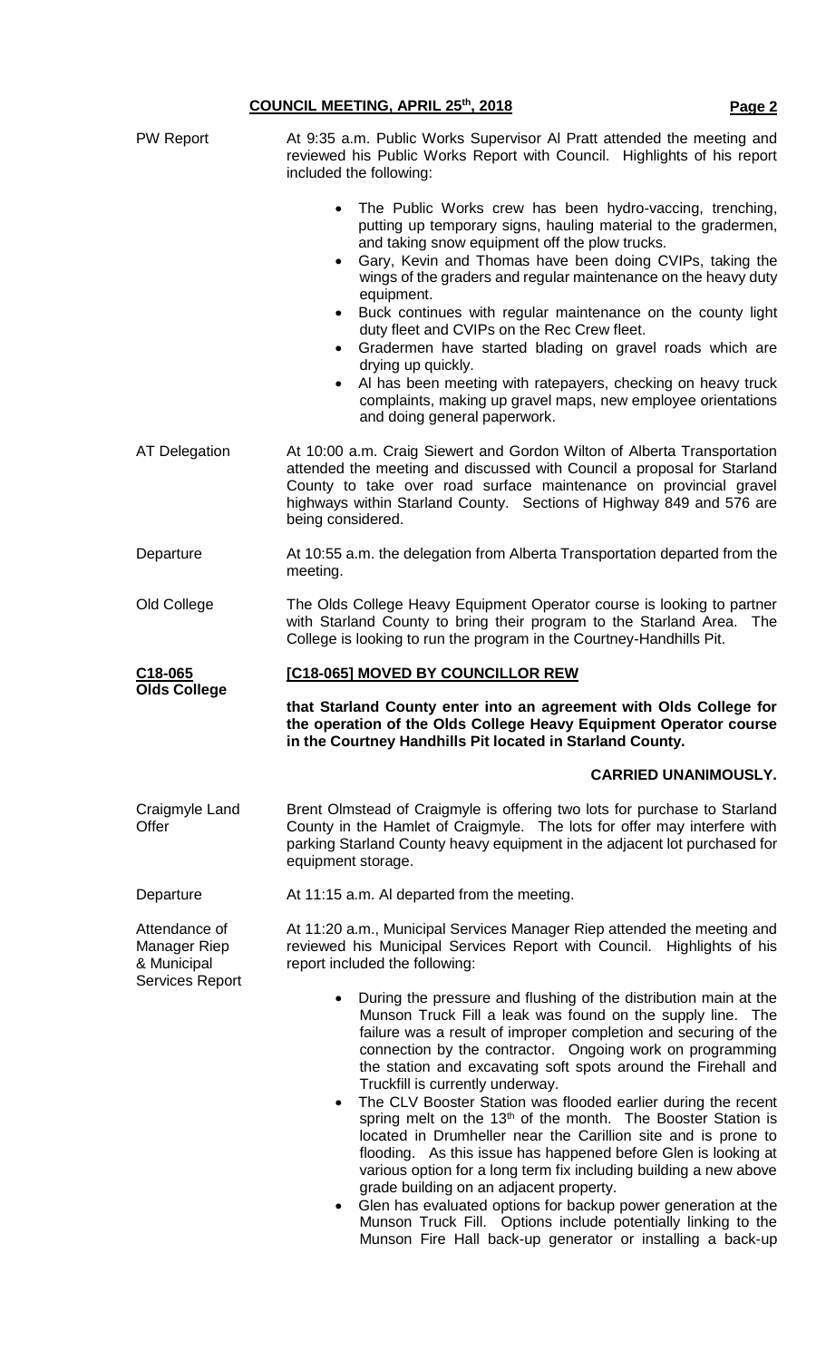**PW Report**

At 9:35 a.m. Public Works Supervisor Al Pratt attended the meeting and reviewed his Public Works Report with Council. Highlights of his report included the following:

- The Public Works crew has been hydro-vaccing, trenching, putting up temporary signs, hauling material to the gradermen, and taking snow equipment off the plow trucks.
- Gary, Kevin and Thomas have been doing CVIPs, taking the wings of the graders and regular maintenance on the heavy duty equipment.
- Buck continues with regular maintenance on the county light duty fleet and CVIPs on the Rec Crew fleet.
- Gradermen have started blading on gravel roads which are drying up quickly.
- Al has been meeting with ratepayers, checking on heavy truck complaints, making up gravel maps, new employee orientations and doing general paperwork.

**AT Delegation**

At 10:00 a.m. Craig Siewert and Gordon Wilton of Alberta Transportation attended the meeting and discussed with Council a proposal for Starland County to take over road surface maintenance on provincial gravel highways within Starland County. Sections of Highway 849 and 576 are being considered.

**Departure**

At 10:55 a.m. the delegation from Alberta Transportation departed from the meeting.

**Old College**

The Olds College Heavy Equipment Operator course is looking to partner with Starland County to bring their program to the Starland Area. The College is looking to run the program in the Courtney-Handhills Pit.

**C18-065**
**Olds College**

**[C18-065] MOVED BY COUNCILLOR REW**

**that Starland County enter into an agreement with Olds College for the operation of the Olds College Heavy Equipment Operator course in the Courtney Handhills Pit located in Starland County.**

**CARRIED UNANIMOUSLY.**

**Craigmyle Land Offer**

Brent Olmstead of Craigmyle is offering two lots for purchase to Starland County in the Hamlet of Craigmyle. The lots for offer may interfere with parking Starland County heavy equipment in the adjacent lot purchased for equipment storage.

**Departure**

At 11:15 a.m. Al departed from the meeting.

**Attendance of Manager Riep & Municipal Services Report**

At 11:20 a.m., Municipal Services Manager Riep attended the meeting and reviewed his Municipal Services Report with Council. Highlights of his report included the following:

- During the pressure and flushing of the distribution main at the Munson Truck Fill a leak was found on the supply line. The failure was a result of improper completion and securing of the connection by the contractor. Ongoing work on programming the station and excavating soft spots around the Firehall and Truckfill is currently underway.
- The CLV Booster Station was flooded earlier during the recent spring melt on the 13th of the month. The Booster Station is located in Drumheller near the Carillion site and is prone to flooding. As this issue has happened before Glen is looking at various option for a long term fix including building a new above grade building on an adjacent property.
- Glen has evaluated options for backup power generation at the Munson Truck Fill. Options include potentially linking to the Munson Fire Hall back-up generator or installing a back-up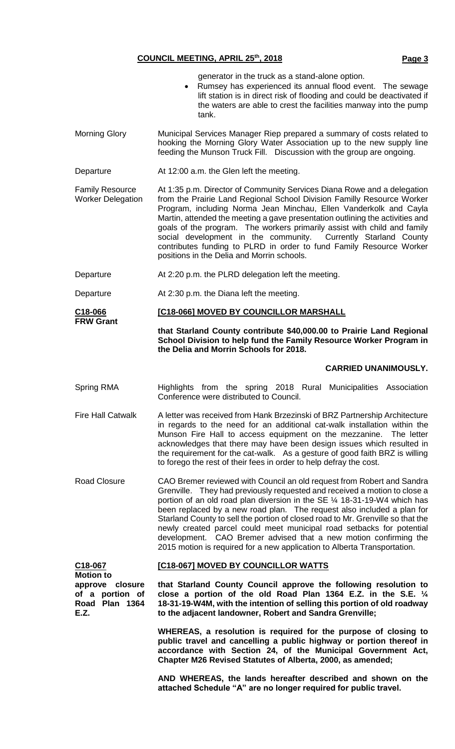generator in the truck as a stand-alone option.

- Rumsey has experienced its annual flood event. The sewage lift station is in direct risk of flooding and could be deactivated if the waters are able to crest the facilities manway into the pump tank.

**Morning Glory**

Municipal Services Manager Riep prepared a summary of costs related to hooking the Morning Glory Water Association up to the new supply line feeding the Munson Truck Fill. Discussion with the group are ongoing.

**Departure**

At 12:00 a.m. the Glen left the meeting.

**Family Resource Worker Delegation**

At 1:35 p.m. Director of Community Services Diana Rowe and a delegation from the Prairie Land Regional School Division Familly Resource Worker Program, including Norma Jean Minchau, Ellen Vanderkolk and Cayla Martin, attended the meeting a gave presentation outlining the activities and goals of the program. The workers primarily assist with child and family social development in the community. Currently Starland County contributes funding to PLRD in order to fund Family Resource Worker positions in the Delia and Morrin schools.

**Departure**

At 2:20 p.m. the PLRD delegation left the meeting.

**Departure**

At 2:30 p.m. the Diana left the meeting.

**C18-066**
**FRW Grant**

**[C18-066] MOVED BY COUNCILLOR MARSHALL**

**that Starland County contribute $40,000.00 to Prairie Land Regional School Division to help fund the Family Resource Worker Program in the Delia and Morrin Schools for 2018.**

**CARRIED UNANIMOUSLY.**

**Spring RMA**

Highlights from the spring 2018 Rural Municipalities Association Conference were distributed to Council.

**Fire Hall Catwalk**

A letter was received from Hank Brzezinski of BRZ Partnership Architecture in regards to the need for an additional cat-walk installation within the Munson Fire Hall to access equipment on the mezzanine. The letter acknowledges that there may have been design issues which resulted in the requirement for the cat-walk. As a gesture of good faith BRZ is willing to forego the rest of their fees in order to help defray the cost.

**Road Closure**

CAO Bremer reviewed with Council an old request from Robert and Sandra Grenville. They had previously requested and received a motion to close a portion of an old road plan diversion in the SE ¼ 18-31-19-W4 which has been replaced by a new road plan. The request also included a plan for Starland County to sell the portion of closed road to Mr. Grenville so that the newly created parcel could meet municipal road setbacks for potential development. CAO Bremer advised that a new motion confirming the 2015 motion is required for a new application to Alberta Transportation.

**C18-067**
**Motion to approve closure of a portion of Road Plan 1364 E.Z.**

**[C18-067] MOVED BY COUNCILLOR WATTS**

**that Starland County Council approve the following resolution to close a portion of the old Road Plan 1364 E.Z. in the S.E. ¼ 18-31-19-W4M, with the intention of selling this portion of old roadway to the adjacent landowner, Robert and Sandra Grenville;**

**WHEREAS, a resolution is required for the purpose of closing to public travel and cancelling a public highway or portion thereof in accordance with Section 24, of the Municipal Government Act, Chapter M26 Revised Statutes of Alberta, 2000, as amended;**

**AND WHEREAS, the lands hereafter described and shown on the attached Schedule "A" are no longer required for public travel.**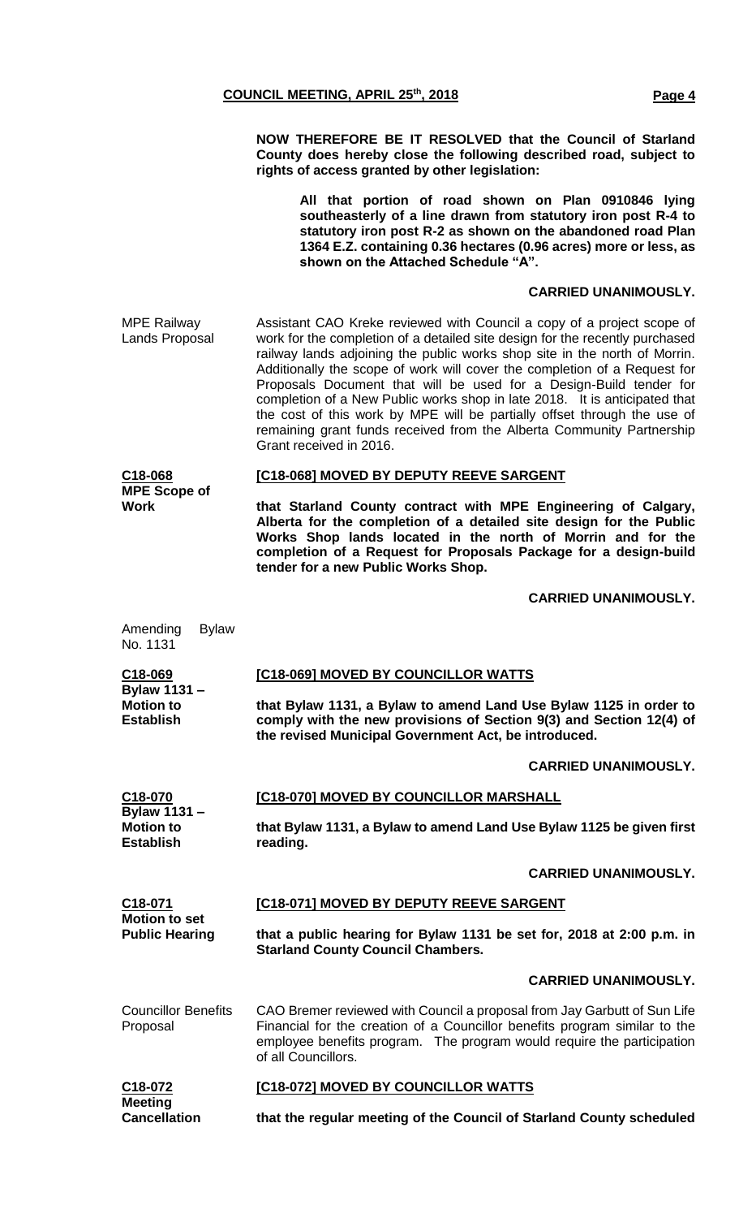**NOW THEREFORE BE IT RESOLVED that the Council of Starland County does hereby close the following described road, subject to rights of access granted by other legislation:**

> **All that portion of road shown on Plan 0910846 lying southeasterly of a line drawn from statutory iron post R-4 to statutory iron post R-2 as shown on the abandoned road Plan 1364 E.Z. containing 0.36 hectares (0.96 acres) more or less, as shown on the Attached Schedule "A".**

**CARRIED UNANIMOUSLY.**

MPE Railway Lands Proposal

Assistant CAO Kreke reviewed with Council a copy of a project scope of work for the completion of a detailed site design for the recently purchased railway lands adjoining the public works shop site in the north of Morrin. Additionally the scope of work will cover the completion of a Request for Proposals Document that will be used for a Design-Build tender for completion of a New Public works shop in late 2018. It is anticipated that the cost of this work by MPE will be partially offset through the use of remaining grant funds received from the Alberta Community Partnership Grant received in 2016.

**C18-068**
**MPE Scope of Work**

**[C18-068] MOVED BY DEPUTY REEVE SARGENT**

**that Starland County contract with MPE Engineering of Calgary, Alberta for the completion of a detailed site design for the Public Works Shop lands located in the north of Morrin and for the completion of a Request for Proposals Package for a design-build tender for a new Public Works Shop.**

**CARRIED UNANIMOUSLY.**

Amending Bylaw No. 1131

**C18-069**
**Bylaw 1131 – Motion to Establish**

**[C18-069] MOVED BY COUNCILLOR WATTS**

**that Bylaw 1131, a Bylaw to amend Land Use Bylaw 1125 in order to comply with the new provisions of Section 9(3) and Section 12(4) of the revised Municipal Government Act, be introduced.**

**CARRIED UNANIMOUSLY.**

**C18-070**
**Bylaw 1131 – Motion to Establish**

**[C18-070] MOVED BY COUNCILLOR MARSHALL**

**that Bylaw 1131, a Bylaw to amend Land Use Bylaw 1125 be given first reading.**

**CARRIED UNANIMOUSLY.**

**C18-071**
**Motion to set Public Hearing**

**[C18-071] MOVED BY DEPUTY REEVE SARGENT**

**that a public hearing for Bylaw 1131 be set for, 2018 at 2:00 p.m. in Starland County Council Chambers.**

**CARRIED UNANIMOUSLY.**

Councillor Benefits Proposal

CAO Bremer reviewed with Council a proposal from Jay Garbutt of Sun Life Financial for the creation of a Councillor benefits program similar to the employee benefits program. The program would require the participation of all Councillors.

**C18-072**
**Meeting Cancellation**

**[C18-072] MOVED BY COUNCILLOR WATTS**

**that the regular meeting of the Council of Starland County scheduled**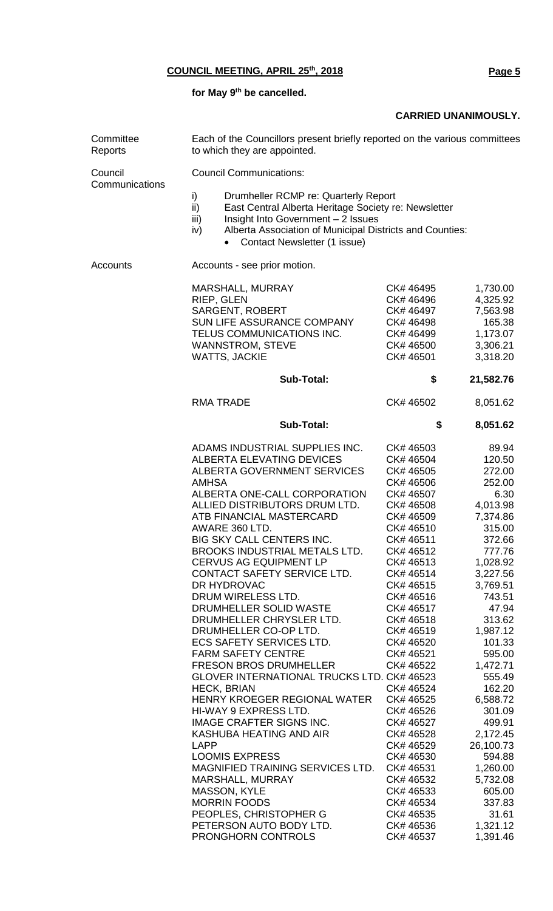**for May 9th be cancelled.**

**CARRIED UNANIMOUSLY.**

Committee Reports — Each of the Councillors present briefly reported on the various committees to which they are appointed.

Council Communications — Council Communications:

i) Drumheller RCMP re: Quarterly Report
ii) East Central Alberta Heritage Society re: Newsletter
iii) Insight Into Government – 2 Issues
iv) Alberta Association of Municipal Districts and Counties:
   - Contact Newsletter (1 issue)

Accounts — Accounts - see prior motion.

| | | |
|---|---|---|
| MARSHALL, MURRAY | CK# 46495 | 1,730.00 |
| RIEP, GLEN | CK# 46496 | 4,325.92 |
| SARGENT, ROBERT | CK# 46497 | 7,563.98 |
| SUN LIFE ASSURANCE COMPANY | CK# 46498 | 165.38 |
| TELUS COMMUNICATIONS INC. | CK# 46499 | 1,173.07 |
| WANNSTROM, STEVE | CK# 46500 | 3,306.21 |
| WATTS, JACKIE | CK# 46501 | 3,318.20 |
| **Sub-Total:** | **$** | **21,582.76** |
| RMA TRADE | CK# 46502 | 8,051.62 |
| **Sub-Total:** | **$** | **8,051.62** |
| ADAMS INDUSTRIAL SUPPLIES INC. | CK# 46503 | 89.94 |
| ALBERTA ELEVATING DEVICES | CK# 46504 | 120.50 |
| ALBERTA GOVERNMENT SERVICES | CK# 46505 | 272.00 |
| AMHSA | CK# 46506 | 252.00 |
| ALBERTA ONE-CALL CORPORATION | CK# 46507 | 6.30 |
| ALLIED DISTRIBUTORS DRUM LTD. | CK# 46508 | 4,013.98 |
| ATB FINANCIAL MASTERCARD | CK# 46509 | 7,374.86 |
| AWARE 360 LTD. | CK# 46510 | 315.00 |
| BIG SKY CALL CENTERS INC. | CK# 46511 | 372.66 |
| BROOKS INDUSTRIAL METALS LTD. | CK# 46512 | 777.76 |
| CERVUS AG EQUIPMENT LP | CK# 46513 | 1,028.92 |
| CONTACT SAFETY SERVICE LTD. | CK# 46514 | 3,227.56 |
| DR HYDROVAC | CK# 46515 | 3,769.51 |
| DRUM WIRELESS LTD. | CK# 46516 | 743.51 |
| DRUMHELLER SOLID WASTE | CK# 46517 | 47.94 |
| DRUMHELLER CHRYSLER LTD. | CK# 46518 | 313.62 |
| DRUMHELLER CO-OP LTD. | CK# 46519 | 1,987.12 |
| ECS SAFETY SERVICES LTD. | CK# 46520 | 101.33 |
| FARM SAFETY CENTRE | CK# 46521 | 595.00 |
| FRESON BROS DRUMHELLER | CK# 46522 | 1,472.71 |
| GLOVER INTERNATIONAL TRUCKS LTD. | CK# 46523 | 555.49 |
| HECK, BRIAN | CK# 46524 | 162.20 |
| HENRY KROEGER REGIONAL WATER | CK# 46525 | 6,588.72 |
| HI-WAY 9 EXPRESS LTD. | CK# 46526 | 301.09 |
| IMAGE CRAFTER SIGNS INC. | CK# 46527 | 499.91 |
| KASHUBA HEATING AND AIR | CK# 46528 | 2,172.45 |
| LAPP | CK# 46529 | 26,100.73 |
| LOOMIS EXPRESS | CK# 46530 | 594.88 |
| MAGNIFIED TRAINING SERVICES LTD. | CK# 46531 | 1,260.00 |
| MARSHALL, MURRAY | CK# 46532 | 5,732.08 |
| MASSON, KYLE | CK# 46533 | 605.00 |
| MORRIN FOODS | CK# 46534 | 337.83 |
| PEOPLES, CHRISTOPHER G | CK# 46535 | 31.61 |
| PETERSON AUTO BODY LTD. | CK# 46536 | 1,321.12 |
| PRONGHORN CONTROLS | CK# 46537 | 1,391.46 |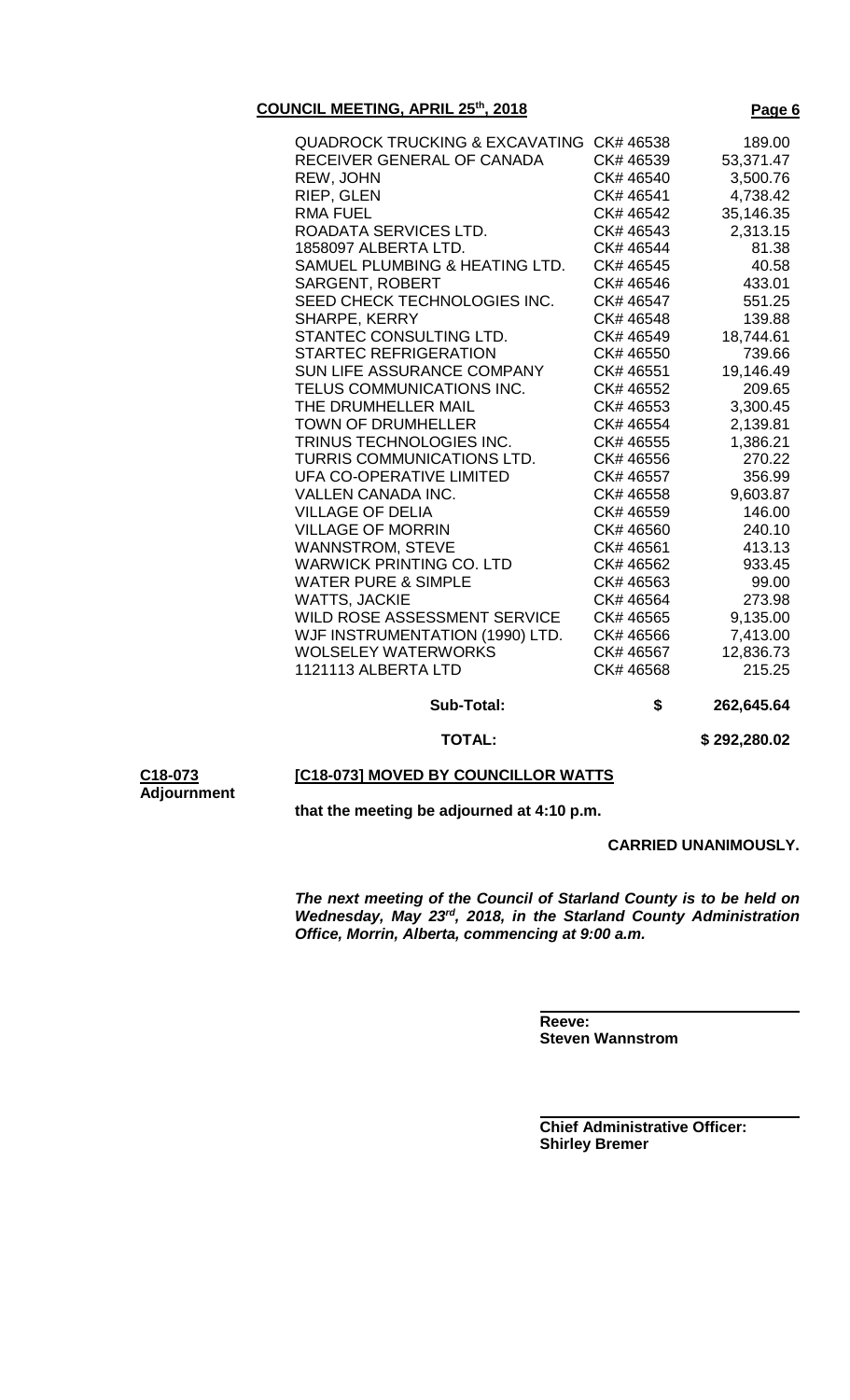| | | |
|---|---|---|
| QUADROCK TRUCKING & EXCAVATING | CK# 46538 | 189.00 |
| RECEIVER GENERAL OF CANADA | CK# 46539 | 53,371.47 |
| REW, JOHN | CK# 46540 | 3,500.76 |
| RIEP, GLEN | CK# 46541 | 4,738.42 |
| RMA FUEL | CK# 46542 | 35,146.35 |
| ROADATA SERVICES LTD. | CK# 46543 | 2,313.15 |
| 1858097 ALBERTA LTD. | CK# 46544 | 81.38 |
| SAMUEL PLUMBING & HEATING LTD. | CK# 46545 | 40.58 |
| SARGENT, ROBERT | CK# 46546 | 433.01 |
| SEED CHECK TECHNOLOGIES INC. | CK# 46547 | 551.25 |
| SHARPE, KERRY | CK# 46548 | 139.88 |
| STANTEC CONSULTING LTD. | CK# 46549 | 18,744.61 |
| STARTEC REFRIGERATION | CK# 46550 | 739.66 |
| SUN LIFE ASSURANCE COMPANY | CK# 46551 | 19,146.49 |
| TELUS COMMUNICATIONS INC. | CK# 46552 | 209.65 |
| THE DRUMHELLER MAIL | CK# 46553 | 3,300.45 |
| TOWN OF DRUMHELLER | CK# 46554 | 2,139.81 |
| TRINUS TECHNOLOGIES INC. | CK# 46555 | 1,386.21 |
| TURRIS COMMUNICATIONS LTD. | CK# 46556 | 270.22 |
| UFA CO-OPERATIVE LIMITED | CK# 46557 | 356.99 |
| VALLEN CANADA INC. | CK# 46558 | 9,603.87 |
| VILLAGE OF DELIA | CK# 46559 | 146.00 |
| VILLAGE OF MORRIN | CK# 46560 | 240.10 |
| WANNSTROM, STEVE | CK# 46561 | 413.13 |
| WARWICK PRINTING CO. LTD | CK# 46562 | 933.45 |
| WATER PURE & SIMPLE | CK# 46563 | 99.00 |
| WATTS, JACKIE | CK# 46564 | 273.98 |
| WILD ROSE ASSESSMENT SERVICE | CK# 46565 | 9,135.00 |
| WJF INSTRUMENTATION (1990) LTD. | CK# 46566 | 7,413.00 |
| WOLSELEY WATERWORKS | CK# 46567 | 12,836.73 |
| 1121113 ALBERTA LTD | CK# 46568 | 215.25 |
| **Sub-Total:** | **$** | **262,645.64** |
| **TOTAL:** | | **$ 292,280.02** |

**C18-073**
**Adjournment**

**[C18-073] MOVED BY COUNCILLOR WATTS**

**that the meeting be adjourned at 4:10 p.m.**

**CARRIED UNANIMOUSLY.**

***The next meeting of the Council of Starland County is to be held on Wednesday, May 23rd, 2018, in the Starland County Administration Office, Morrin, Alberta, commencing at 9:00 a.m.***

**Reeve:**
**Steven Wannstrom**

**Chief Administrative Officer:**
**Shirley Bremer**